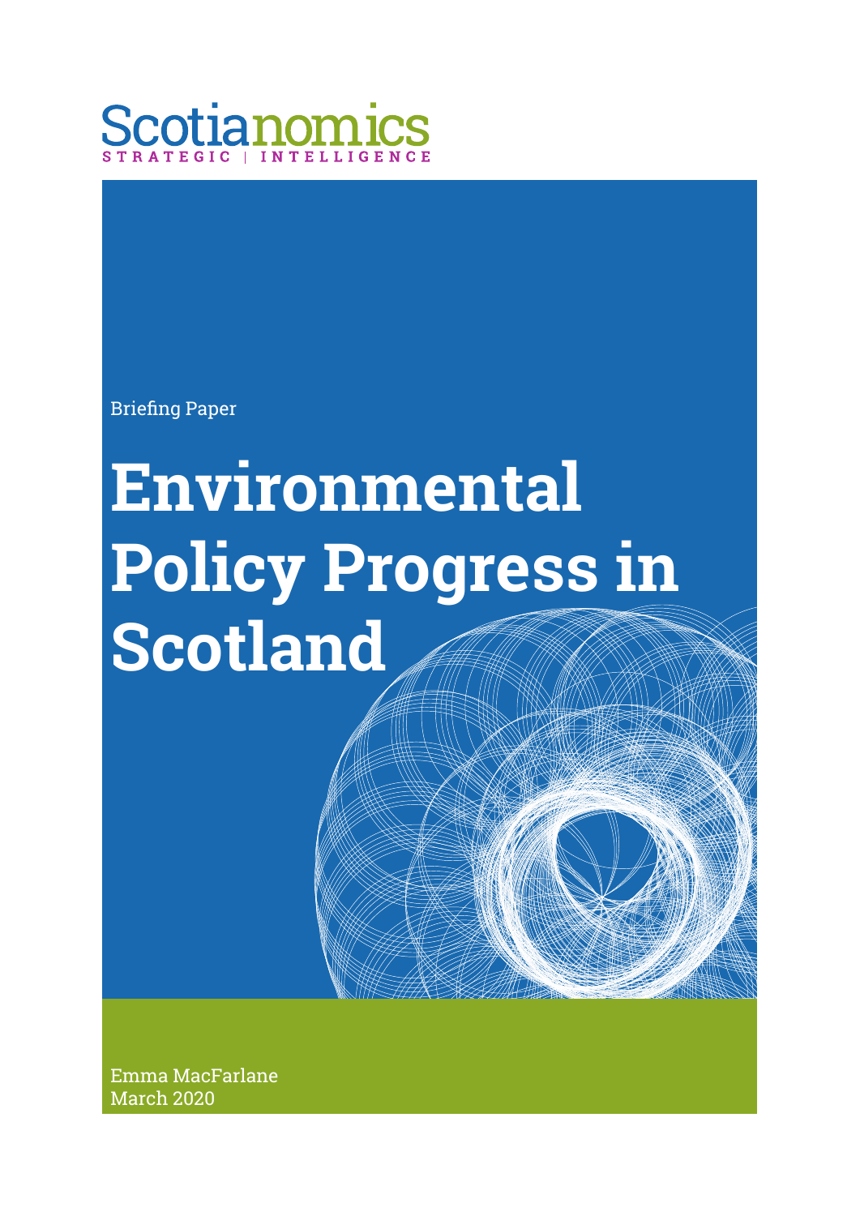Scotianomics

STRATEGIC | INTELLIGENCE

Briefing Paper

# Environmental Policy Progress in Scotland

Emma MacFarlane

March 2020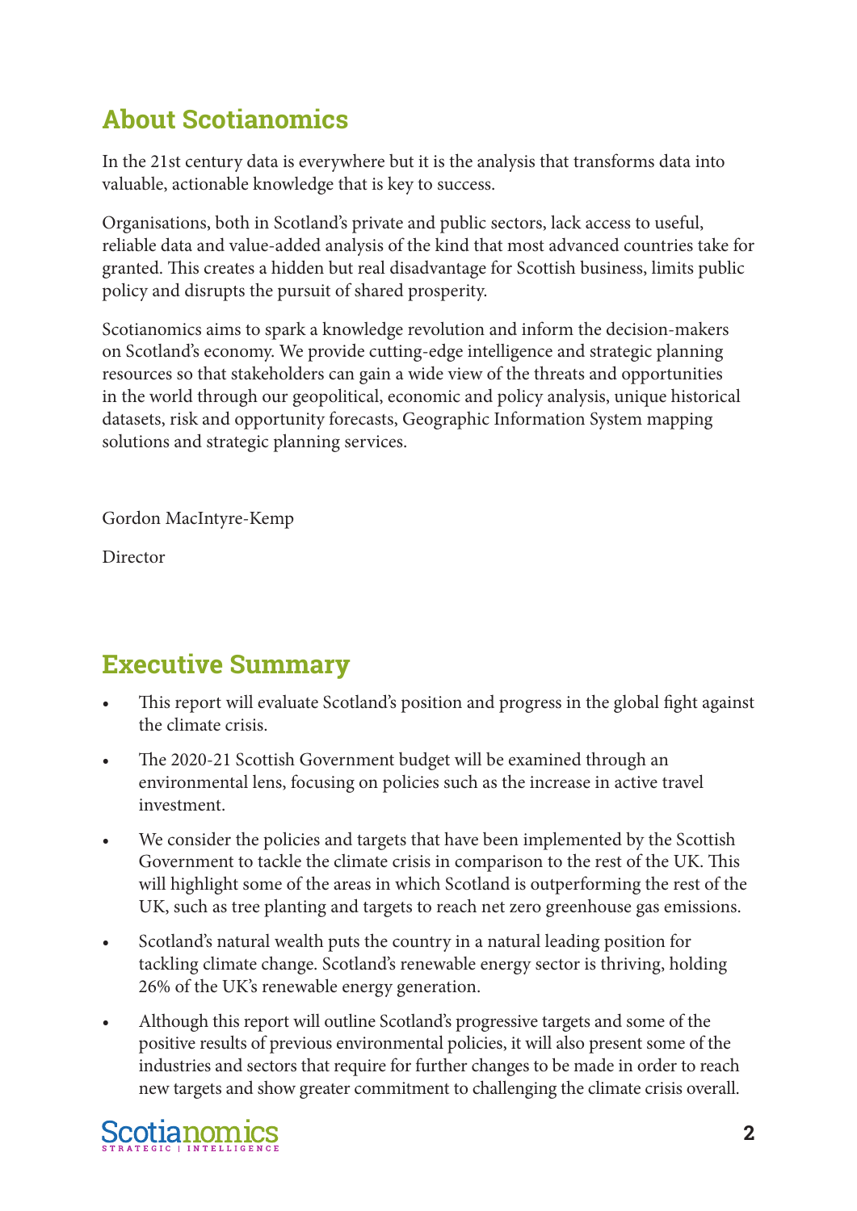## About Scotianomics

In the 21st century data is everywhere but it is the analysis that transforms data into valuable, actionable knowledge that is key to success.

Organisations, both in Scotland's private and public sectors, lack access to useful, reliable data and value-added analysis of the kind that most advanced countries take for granted. This creates a hidden but real disadvantage for Scottish business, limits public policy and disrupts the pursuit of shared prosperity.

Scotianomics aims to spark a knowledge revolution and inform the decision-makers on Scotland's economy. We provide cutting-edge intelligence and strategic planning resources so that stakeholders can gain a wide view of the threats and opportunities in the world through our geopolitical, economic and policy analysis, unique historical datasets, risk and opportunity forecasts, Geographic Information System mapping solutions and strategic planning services.

Gordon MacIntyre-Kemp

Director

## Executive Summary

- This report will evaluate Scotland's position and progress in the global fight against the climate crisis.
- The 2020-21 Scottish Government budget will be examined through an environmental lens, focusing on policies such as the increase in active travel investment.
- We consider the policies and targets that have been implemented by the Scottish Government to tackle the climate crisis in comparison to the rest of the UK. This will highlight some of the areas in which Scotland is outperforming the rest of the UK, such as tree planting and targets to reach net zero greenhouse gas emissions.
- Scotland's natural wealth puts the country in a natural leading position for tackling climate change. Scotland's renewable energy sector is thriving, holding 26% of the UK's renewable energy generation.
- Although this report will outline Scotland's progressive targets and some of the positive results of previous environmental policies, it will also present some of the industries and sectors that require for further changes to be made in order to reach new targets and show greater commitment to challenging the climate crisis overall.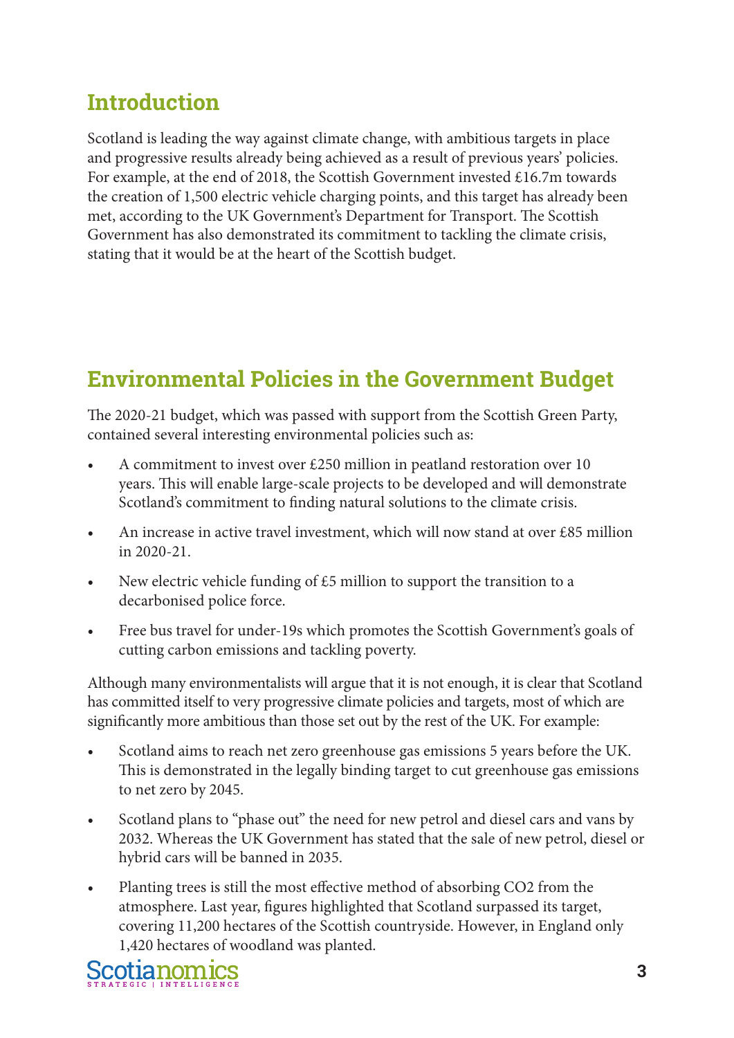## Introduction

Scotland is leading the way against climate change, with ambitious targets in place and progressive results already being achieved as a result of previous years' policies. For example, at the end of 2018, the Scottish Government invested £16.7m towards the creation of 1,500 electric vehicle charging points, and this target has already been met, according to the UK Government's Department for Transport. The Scottish Government has also demonstrated its commitment to tackling the climate crisis, stating that it would be at the heart of the Scottish budget.

## Environmental Policies in the Government Budget

The 2020-21 budget, which was passed with support from the Scottish Green Party, contained several interesting environmental policies such as:

- A commitment to invest over £250 million in peatland restoration over 10 years. This will enable large-scale projects to be developed and will demonstrate Scotland's commitment to finding natural solutions to the climate crisis.
- An increase in active travel investment, which will now stand at over £85 million in 2020-21.
- New electric vehicle funding of £5 million to support the transition to a decarbonised police force.
- Free bus travel for under-19s which promotes the Scottish Government's goals of cutting carbon emissions and tackling poverty.

Although many environmentalists will argue that it is not enough, it is clear that Scotland has committed itself to very progressive climate policies and targets, most of which are significantly more ambitious than those set out by the rest of the UK. For example:

- Scotland aims to reach net zero greenhouse gas emissions 5 years before the UK. This is demonstrated in the legally binding target to cut greenhouse gas emissions to net zero by 2045.
- Scotland plans to "phase out" the need for new petrol and diesel cars and vans by 2032. Whereas the UK Government has stated that the sale of new petrol, diesel or hybrid cars will be banned in 2035.
- Planting trees is still the most effective method of absorbing $CO_2$ from the atmosphere. Last year, figures highlighted that Scotland surpassed its target, covering 11,200 hectares of the Scottish countryside. However, in England only 1,420 hectares of woodland was planted.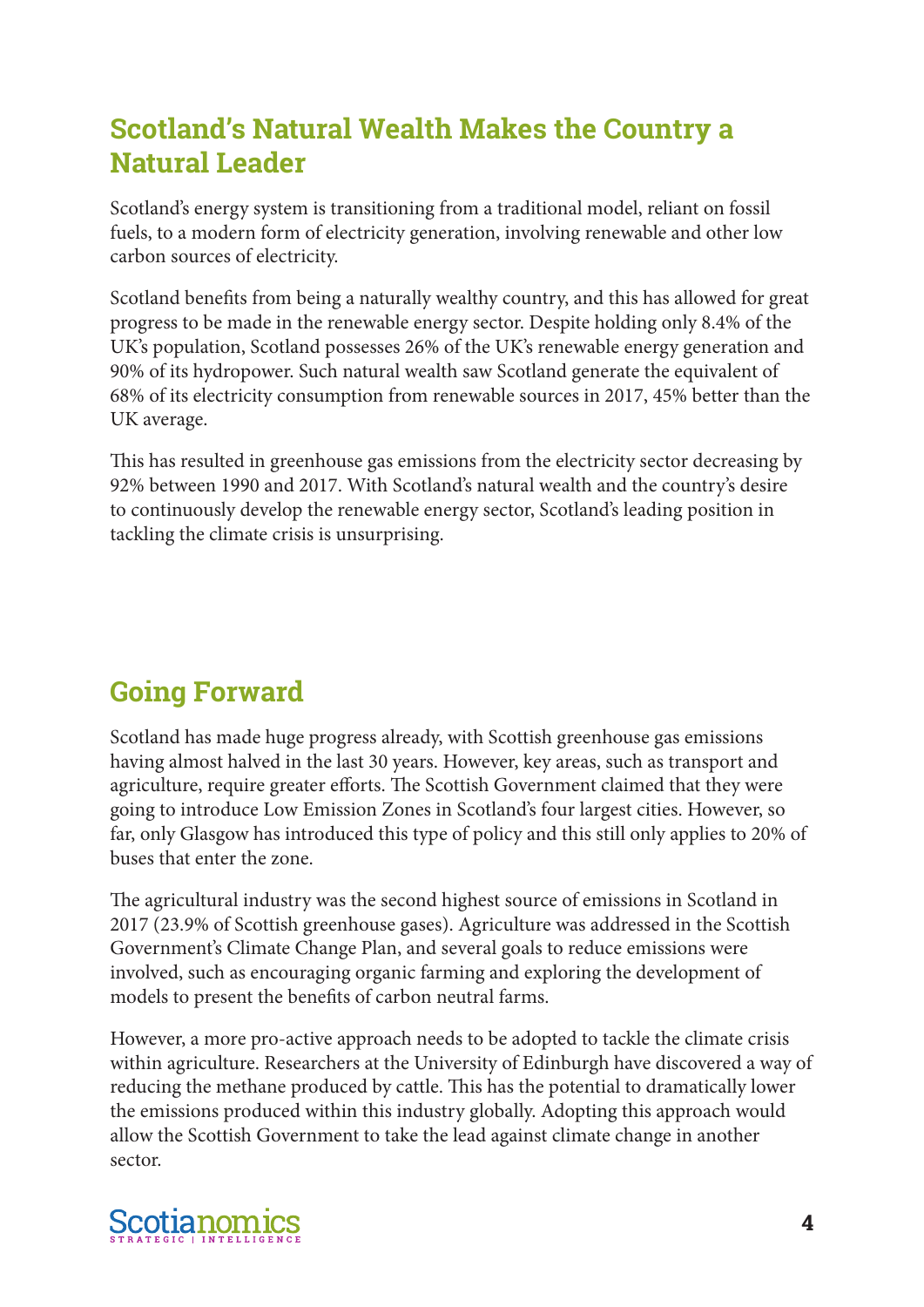## Scotland's Natural Wealth Makes the Country a Natural Leader

Scotland's energy system is transitioning from a traditional model, reliant on fossil fuels, to a modern form of electricity generation, involving renewable and other low carbon sources of electricity.

Scotland benefits from being a naturally wealthy country, and this has allowed for great progress to be made in the renewable energy sector. Despite holding only 8.4% of the UK's population, Scotland possesses 26% of the UK's renewable energy generation and 90% of its hydropower. Such natural wealth saw Scotland generate the equivalent of 68% of its electricity consumption from renewable sources in 2017, 45% better than the UK average.

This has resulted in greenhouse gas emissions from the electricity sector decreasing by 92% between 1990 and 2017. With Scotland's natural wealth and the country's desire to continuously develop the renewable energy sector, Scotland's leading position in tackling the climate crisis is unsurprising.

## Going Forward

Scotland has made huge progress already, with Scottish greenhouse gas emissions having almost halved in the last 30 years. However, key areas, such as transport and agriculture, require greater efforts. The Scottish Government claimed that they were going to introduce Low Emission Zones in Scotland's four largest cities. However, so far, only Glasgow has introduced this type of policy and this still only applies to 20% of buses that enter the zone.

The agricultural industry was the second highest source of emissions in Scotland in 2017 (23.9% of Scottish greenhouse gases). Agriculture was addressed in the Scottish Government's Climate Change Plan, and several goals to reduce emissions were involved, such as encouraging organic farming and exploring the development of models to present the benefits of carbon neutral farms.

However, a more pro-active approach needs to be adopted to tackle the climate crisis within agriculture. Researchers at the University of Edinburgh have discovered a way of reducing the methane produced by cattle. This has the potential to dramatically lower the emissions produced within this industry globally. Adopting this approach would allow the Scottish Government to take the lead against climate change in another sector.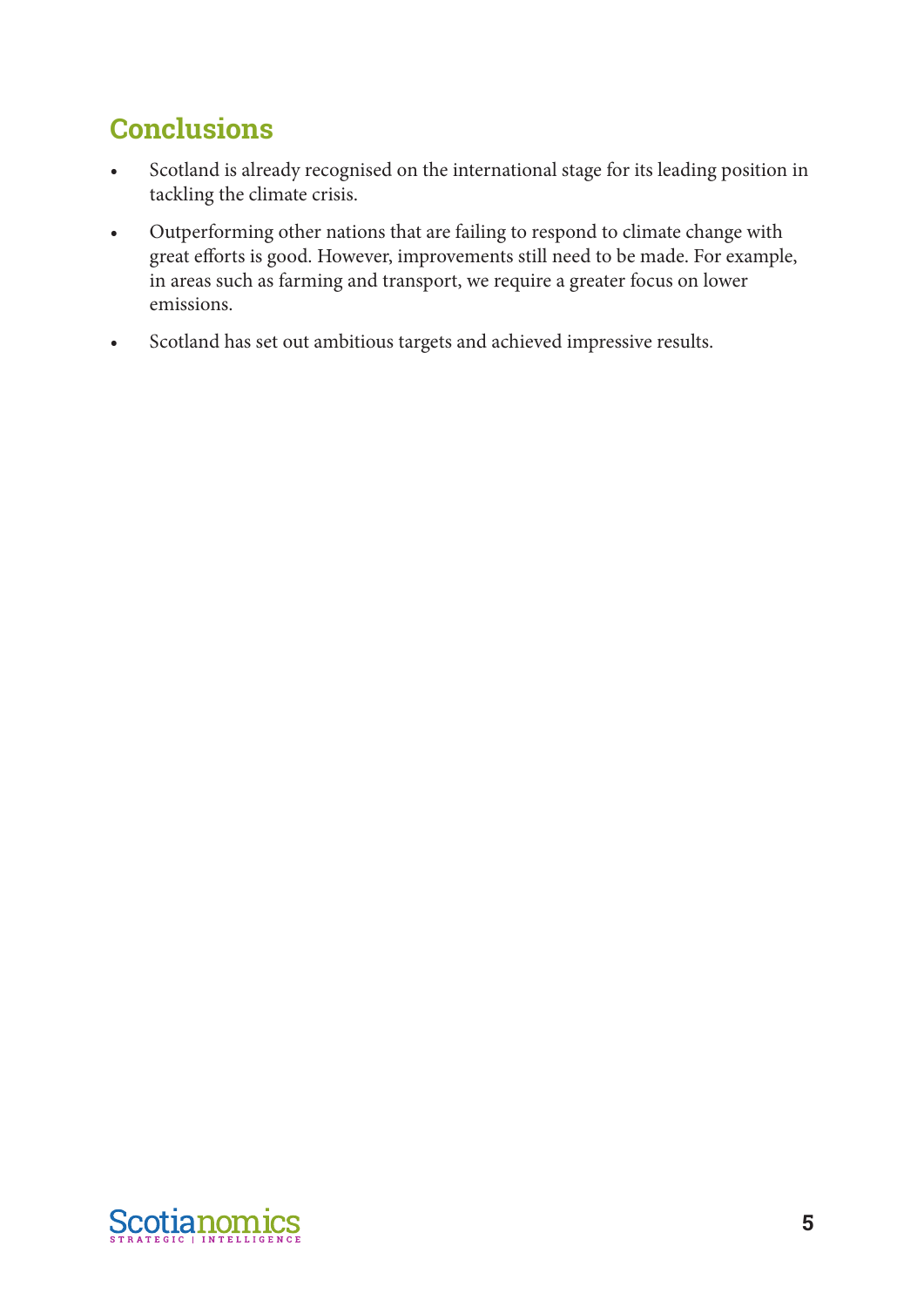## Conclusions

- Scotland is already recognised on the international stage for its leading position in tackling the climate crisis.
- Outperforming other nations that are failing to respond to climate change with great efforts is good. However, improvements still need to be made. For example, in areas such as farming and transport, we require a greater focus on lower emissions.
- Scotland has set out ambitious targets and achieved impressive results.